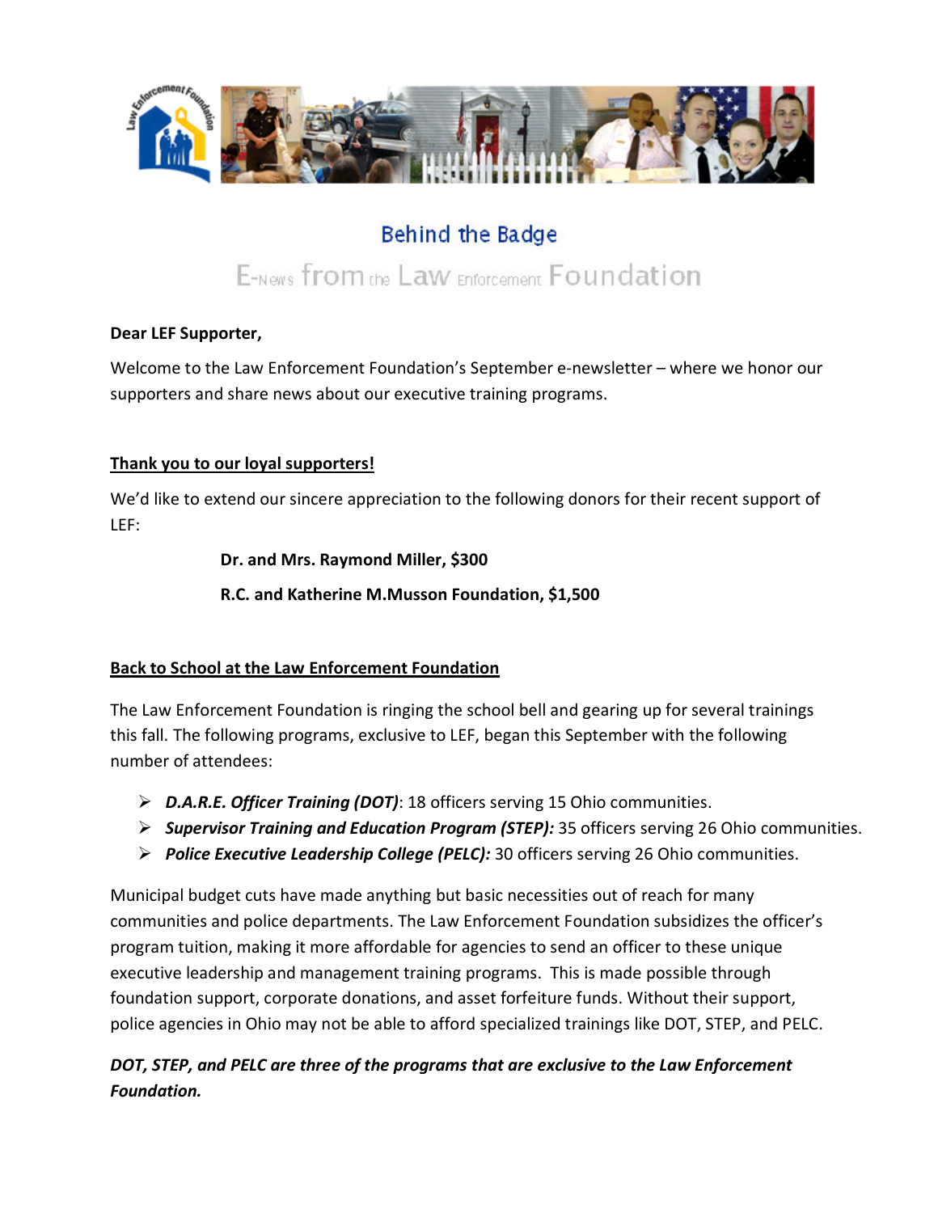# Behind the Badge

## E-News from the Law Enforcement Foundation

**Dear LEF Supporter,**

Welcome to the Law Enforcement Foundation's September e-newsletter – where we honor our supporters and share news about our executive training programs.

**<u>Thank you to our loyal supporters!</u>**

We'd like to extend our sincere appreciation to the following donors for their recent support of LEF:

**Dr. and Mrs. Raymond Miller, $300**

**R.C. and Katherine M.Musson Foundation, $1,500**

**<u>Back to School at the Law Enforcement Foundation</u>**

The Law Enforcement Foundation is ringing the school bell and gearing up for several trainings this fall. The following programs, exclusive to LEF, began this September with the following number of attendees:

- ***D.A.R.E. Officer Training (DOT)***: 18 officers serving 15 Ohio communities.
- ***Supervisor Training and Education Program (STEP):*** 35 officers serving 26 Ohio communities.
- ***Police Executive Leadership College (PELC):*** 30 officers serving 26 Ohio communities.

Municipal budget cuts have made anything but basic necessities out of reach for many communities and police departments. The Law Enforcement Foundation subsidizes the officer's program tuition, making it more affordable for agencies to send an officer to these unique executive leadership and management training programs. This is made possible through foundation support, corporate donations, and asset forfeiture funds. Without their support, police agencies in Ohio may not be able to afford specialized trainings like DOT, STEP, and PELC.

***DOT, STEP, and PELC are three of the programs that are exclusive to the Law Enforcement Foundation.***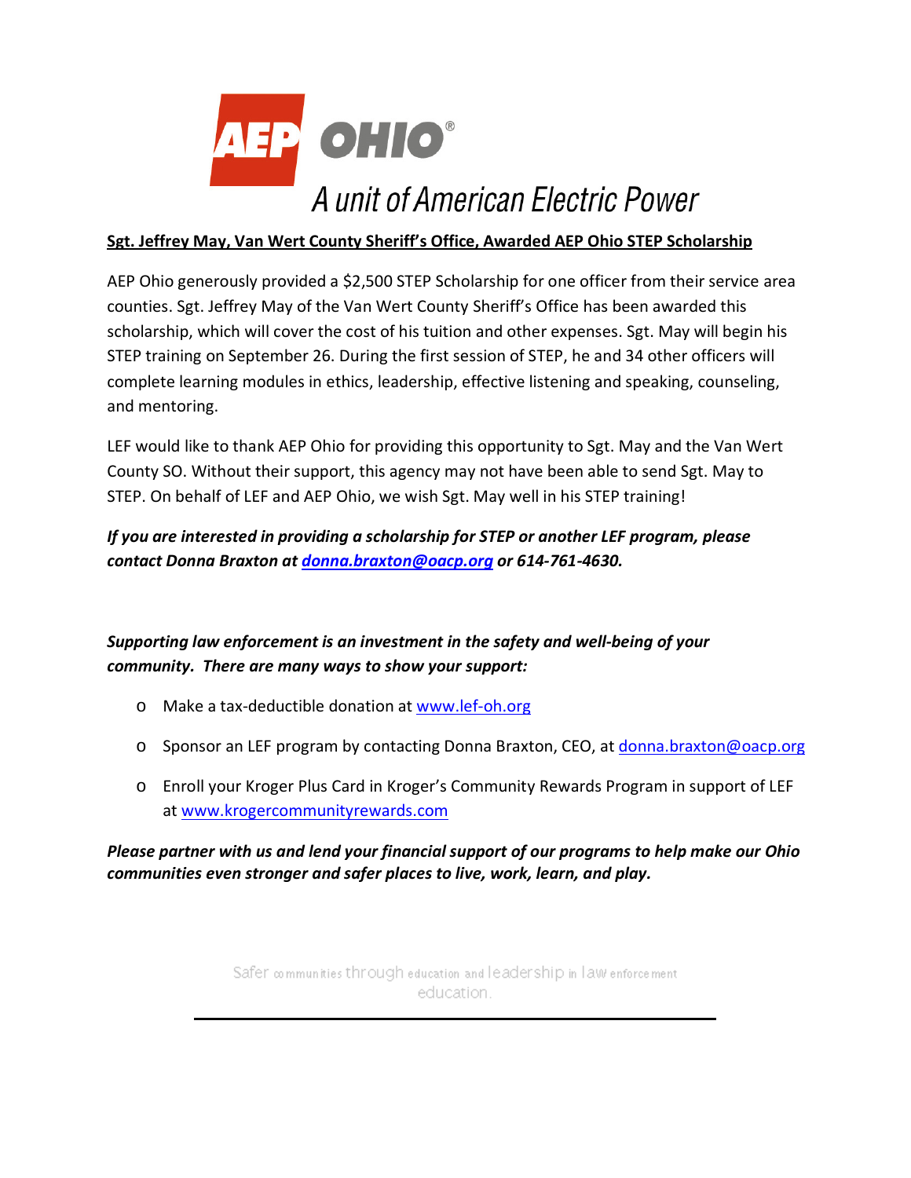AEP OHIO®

A unit of American Electric Power

**Sgt. Jeffrey May, Van Wert County Sheriff's Office, Awarded AEP Ohio STEP Scholarship**

AEP Ohio generously provided a $2,500 STEP Scholarship for one officer from their service area counties. Sgt. Jeffrey May of the Van Wert County Sheriff's Office has been awarded this scholarship, which will cover the cost of his tuition and other expenses. Sgt. May will begin his STEP training on September 26. During the first session of STEP, he and 34 other officers will complete learning modules in ethics, leadership, effective listening and speaking, counseling, and mentoring.

LEF would like to thank AEP Ohio for providing this opportunity to Sgt. May and the Van Wert County SO. Without their support, this agency may not have been able to send Sgt. May to STEP. On behalf of LEF and AEP Ohio, we wish Sgt. May well in his STEP training!

***If you are interested in providing a scholarship for STEP or another LEF program, please contact Donna Braxton at donna.braxton@oacp.org or 614-761-4630.***

***Supporting law enforcement is an investment in the safety and well-being of your community. There are many ways to show your support:***

- Make a tax-deductible donation at www.lef-oh.org
- Sponsor an LEF program by contacting Donna Braxton, CEO, at donna.braxton@oacp.org
- Enroll your Kroger Plus Card in Kroger's Community Rewards Program in support of LEF at www.krogercommunityrewards.com

***Please partner with us and lend your financial support of our programs to help make our Ohio communities even stronger and safer places to live, work, learn, and play.***

Safer communities through education and leadership in law enforcement education.